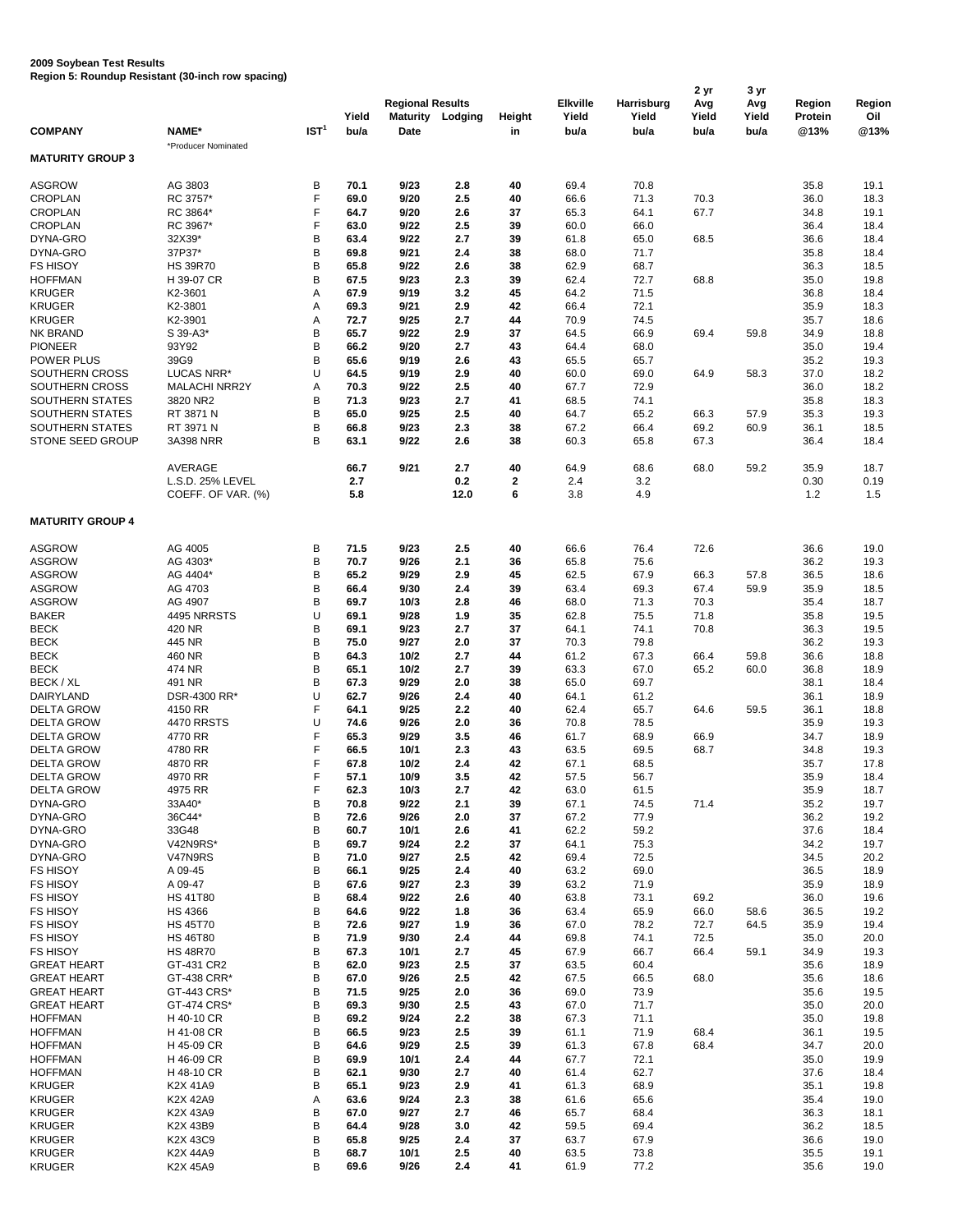**2009 Soybean Test Results**
**Region 5: Roundup Resistant (30-inch row spacing)**

| COMPANY | NAME* | IST[1] | Yield bu/a | Regional Results Maturity Date | Lodging | Height in | Elkville Yield bu/a | Harrisburg Yield bu/a | 2 yr Avg Yield bu/a | 3 yr Avg Yield bu/a | Region Protein @13% | Region Oil @13% |
|---|---|---|---|---|---|---|---|---|---|---|---|---|
| | *Producer Nominated | | | | | | | | | | | |
| **MATURITY GROUP 3** | | | | | | | | | | | | |
| ASGROW | AG 3803 | B | **70.1** | **9/23** | **2.8** | **40** | 69.4 | 70.8 | | | 35.8 | 19.1 |
| CROPLAN | RC 3757* | F | **69.0** | **9/20** | **2.5** | **40** | 66.6 | 71.3 | 70.3 | | 36.0 | 18.3 |
| CROPLAN | RC 3864* | F | **64.7** | **9/20** | **2.6** | **37** | 65.3 | 64.1 | 67.7 | | 34.8 | 19.1 |
| CROPLAN | RC 3967* | F | **63.0** | **9/22** | **2.5** | **39** | 60.0 | 66.0 | | | 36.4 | 18.4 |
| DYNA-GRO | 32X39* | B | **63.4** | **9/22** | **2.7** | **39** | 61.8 | 65.0 | 68.5 | | 36.6 | 18.4 |
| DYNA-GRO | 37P37* | B | **69.8** | **9/21** | **2.4** | **38** | 68.0 | 71.7 | | | 35.8 | 18.4 |
| FS HISOY | HS 39R70 | B | **65.8** | **9/22** | **2.6** | **38** | 62.9 | 68.7 | | | 36.3 | 18.5 |
| HOFFMAN | H 39-07 CR | B | **67.5** | **9/23** | **2.3** | **39** | 62.4 | 72.7 | 68.8 | | 35.0 | 19.8 |
| KRUGER | K2-3601 | A | **67.9** | **9/19** | **3.2** | **45** | 64.2 | 71.5 | | | 36.8 | 18.4 |
| KRUGER | K2-3801 | A | **69.3** | **9/21** | **2.9** | **42** | 66.4 | 72.1 | | | 35.9 | 18.3 |
| KRUGER | K2-3901 | A | **72.7** | **9/25** | **2.7** | **44** | 70.9 | 74.5 | | | 35.7 | 18.6 |
| NK BRAND | S 39-A3* | B | **65.7** | **9/22** | **2.9** | **37** | 64.5 | 66.9 | 69.4 | 59.8 | 34.9 | 18.8 |
| PIONEER | 93Y92 | B | **66.2** | **9/20** | **2.7** | **43** | 64.4 | 68.0 | | | 35.0 | 19.4 |
| POWER PLUS | 39G9 | B | **65.6** | **9/19** | **2.6** | **43** | 65.5 | 65.7 | | | 35.2 | 19.3 |
| SOUTHERN CROSS | LUCAS NRR* | U | **64.5** | **9/19** | **2.9** | **40** | 60.0 | 69.0 | 64.9 | 58.3 | 37.0 | 18.2 |
| SOUTHERN CROSS | MALACHI NRR2Y | A | **70.3** | **9/22** | **2.5** | **40** | 67.7 | 72.9 | | | 36.0 | 18.2 |
| SOUTHERN STATES | 3820 NR2 | B | **71.3** | **9/23** | **2.7** | **41** | 68.5 | 74.1 | | | 35.8 | 18.3 |
| SOUTHERN STATES | RT 3871 N | B | **65.0** | **9/25** | **2.5** | **40** | 64.7 | 65.2 | 66.3 | 57.9 | 35.3 | 19.3 |
| SOUTHERN STATES | RT 3971 N | B | **66.8** | **9/23** | **2.3** | **38** | 67.2 | 66.4 | 69.2 | 60.9 | 36.1 | 18.5 |
| STONE SEED GROUP | 3A398 NRR | B | **63.1** | **9/22** | **2.6** | **38** | 60.3 | 65.8 | 67.3 | | 36.4 | 18.4 |
| | AVERAGE | | **66.7** | **9/21** | **2.7** | **40** | 64.9 | 68.6 | 68.0 | 59.2 | 35.9 | 18.7 |
| | L.S.D. 25% LEVEL | | **2.7** | | **0.2** | **2** | 2.4 | 3.2 | | | 0.30 | 0.19 |
| | COEFF. OF VAR. (%) | | **5.8** | | **12.0** | **6** | 3.8 | 4.9 | | | 1.2 | 1.5 |
| **MATURITY GROUP 4** | | | | | | | | | | | | |
| ASGROW | AG 4005 | B | **71.5** | **9/23** | **2.5** | **40** | 66.6 | 76.4 | 72.6 | | 36.6 | 19.0 |
| ASGROW | AG 4303* | B | **70.7** | **9/26** | **2.1** | **36** | 65.8 | 75.6 | | | 36.2 | 19.3 |
| ASGROW | AG 4404* | B | **65.2** | **9/29** | **2.9** | **45** | 62.5 | 67.9 | 66.3 | 57.8 | 36.5 | 18.6 |
| ASGROW | AG 4703 | B | **66.4** | **9/30** | **2.4** | **39** | 63.4 | 69.3 | 67.4 | 59.9 | 35.9 | 18.5 |
| ASGROW | AG 4907 | B | **69.7** | **10/3** | **2.8** | **46** | 68.0 | 71.3 | 70.3 | | 35.4 | 18.7 |
| BAKER | 4495 NRRSTS | U | **69.1** | **9/28** | **1.9** | **35** | 62.8 | 75.5 | 71.8 | | 35.8 | 19.5 |
| BECK | 420 NR | B | **69.1** | **9/23** | **2.7** | **37** | 64.1 | 74.1 | 70.8 | | 36.3 | 19.5 |
| BECK | 445 NR | B | **75.0** | **9/27** | **2.0** | **37** | 70.3 | 79.8 | | | 36.2 | 19.3 |
| BECK | 460 NR | B | **64.3** | **10/2** | **2.7** | **44** | 61.2 | 67.3 | 66.4 | 59.8 | 36.6 | 18.8 |
| BECK | 474 NR | B | **65.1** | **10/2** | **2.7** | **39** | 63.3 | 67.0 | 65.2 | 60.0 | 36.8 | 18.9 |
| BECK / XL | 491 NR | B | **67.3** | **9/29** | **2.0** | **38** | 65.0 | 69.7 | | | 38.1 | 18.4 |
| DAIRYLAND | DSR-4300 RR* | U | **62.7** | **9/26** | **2.4** | **40** | 64.1 | 61.2 | | | 36.1 | 18.9 |
| DELTA GROW | 4150 RR | F | **64.1** | **9/25** | **2.2** | **40** | 62.4 | 65.7 | 64.6 | 59.5 | 36.1 | 18.8 |
| DELTA GROW | 4470 RRSTS | U | **74.6** | **9/26** | **2.0** | **36** | 70.8 | 78.5 | | | 35.9 | 19.3 |
| DELTA GROW | 4770 RR | F | **65.3** | **9/29** | **3.5** | **46** | 61.7 | 68.9 | 66.9 | | 34.7 | 18.9 |
| DELTA GROW | 4780 RR | F | **66.5** | **10/1** | **2.3** | **43** | 63.5 | 69.5 | 68.7 | | 34.8 | 19.3 |
| DELTA GROW | 4870 RR | F | **67.8** | **10/2** | **2.4** | **42** | 67.1 | 68.5 | | | 35.7 | 17.8 |
| DELTA GROW | 4970 RR | F | **57.1** | **10/9** | **3.5** | **42** | 57.5 | 56.7 | | | 35.9 | 18.4 |
| DELTA GROW | 4975 RR | F | **62.3** | **10/3** | **2.7** | **42** | 63.0 | 61.5 | | | 35.9 | 18.7 |
| DYNA-GRO | 33A40* | B | **70.8** | **9/22** | **2.1** | **39** | 67.1 | 74.5 | 71.4 | | 35.2 | 19.7 |
| DYNA-GRO | 36C44* | B | **72.6** | **9/26** | **2.0** | **37** | 67.2 | 77.9 | | | 36.2 | 19.2 |
| DYNA-GRO | 33G48 | B | **60.7** | **10/1** | **2.6** | **41** | 62.2 | 59.2 | | | 37.6 | 18.4 |
| DYNA-GRO | V42N9RS* | B | **69.7** | **9/24** | **2.2** | **37** | 64.1 | 75.3 | | | 34.2 | 19.7 |
| DYNA-GRO | V47N9RS | B | **71.0** | **9/27** | **2.5** | **42** | 69.4 | 72.5 | | | 34.5 | 20.2 |
| FS HISOY | A 09-45 | B | **66.1** | **9/25** | **2.4** | **40** | 63.2 | 69.0 | | | 36.5 | 18.9 |
| FS HISOY | A 09-47 | B | **67.6** | **9/27** | **2.3** | **39** | 63.2 | 71.9 | | | 35.9 | 18.9 |
| FS HISOY | HS 41T80 | B | **68.4** | **9/22** | **2.6** | **40** | 63.8 | 73.1 | 69.2 | | 36.0 | 19.6 |
| FS HISOY | HS 4366 | B | **64.6** | **9/22** | **1.8** | **36** | 63.4 | 65.9 | 66.0 | 58.6 | 36.5 | 19.2 |
| FS HISOY | HS 45T70 | B | **72.6** | **9/27** | **1.9** | **36** | 67.0 | 78.2 | 72.7 | 64.5 | 35.9 | 19.4 |
| FS HISOY | HS 46T80 | B | **71.9** | **9/30** | **2.4** | **44** | 69.8 | 74.1 | 72.5 | | 35.0 | 20.0 |
| FS HISOY | HS 48R70 | B | **67.3** | **10/1** | **2.7** | **45** | 67.9 | 66.7 | 66.4 | 59.1 | 34.9 | 19.3 |
| GREAT HEART | GT-431 CR2 | B | **62.0** | **9/23** | **2.5** | **37** | 63.5 | 60.4 | | | 35.6 | 18.9 |
| GREAT HEART | GT-438 CRR* | B | **67.0** | **9/26** | **2.5** | **42** | 67.5 | 66.5 | 68.0 | | 35.6 | 18.6 |
| GREAT HEART | GT-443 CRS* | B | **71.5** | **9/25** | **2.0** | **36** | 69.0 | 73.9 | | | 35.6 | 19.5 |
| GREAT HEART | GT-474 CRS* | B | **69.3** | **9/30** | **2.5** | **43** | 67.0 | 71.7 | | | 35.0 | 20.0 |
| HOFFMAN | H 40-10 CR | B | **69.2** | **9/24** | **2.2** | **38** | 67.3 | 71.1 | | | 35.0 | 19.8 |
| HOFFMAN | H 41-08 CR | B | **66.5** | **9/23** | **2.5** | **39** | 61.1 | 71.9 | 68.4 | | 36.1 | 19.5 |
| HOFFMAN | H 45-09 CR | B | **64.6** | **9/29** | **2.5** | **39** | 61.3 | 67.8 | 68.4 | | 34.7 | 20.0 |
| HOFFMAN | H 46-09 CR | B | **69.9** | **10/1** | **2.4** | **44** | 67.7 | 72.1 | | | 35.0 | 19.9 |
| HOFFMAN | H 48-10 CR | B | **62.1** | **9/30** | **2.7** | **40** | 61.4 | 62.7 | | | 37.6 | 18.4 |
| KRUGER | K2X 41A9 | B | **65.1** | **9/23** | **2.9** | **41** | 61.3 | 68.9 | | | 35.1 | 19.8 |
| KRUGER | K2X 42A9 | A | **63.6** | **9/24** | **2.3** | **38** | 61.6 | 65.6 | | | 35.4 | 19.0 |
| KRUGER | K2X 43A9 | B | **67.0** | **9/27** | **2.7** | **46** | 65.7 | 68.4 | | | 36.3 | 18.1 |
| KRUGER | K2X 43B9 | B | **64.4** | **9/28** | **3.0** | **42** | 59.5 | 69.4 | | | 36.2 | 18.5 |
| KRUGER | K2X 43C9 | B | **65.8** | **9/25** | **2.4** | **37** | 63.7 | 67.9 | | | 36.6 | 19.0 |
| KRUGER | K2X 44A9 | B | **68.7** | **10/1** | **2.5** | **40** | 63.5 | 73.8 | | | 35.5 | 19.1 |
| KRUGER | K2X 45A9 | B | **69.6** | **9/26** | **2.4** | **41** | 61.9 | 77.2 | | | 35.6 | 19.0 |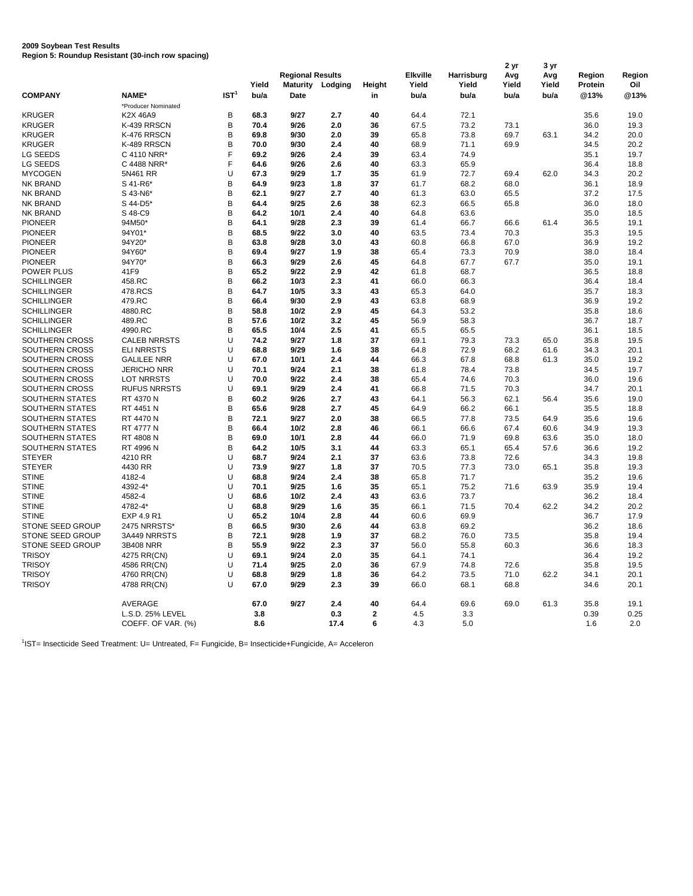**2009 Soybean Test Results**
**Region 5: Roundup Resistant (30-inch row spacing)**

| COMPANY | NAME* | IST[1] | Yield bu/a | Regional Results Maturity Date | Lodging | Height in | Elkville Yield bu/a | Harrisburg Yield bu/a | 2 yr Avg Yield bu/a | 3 yr Avg Yield bu/a | Region Protein @13% | Region Oil @13% |
|---|---|---|---|---|---|---|---|---|---|---|---|---|
| | *Producer Nominated | | | | | | | | | | | |
| KRUGER | K2X 46A9 | B | **68.3** | **9/27** | **2.7** | **40** | 64.4 | 72.1 | | | 35.6 | 19.0 |
| KRUGER | K-439 RRSCN | B | **70.4** | **9/26** | **2.0** | **36** | 67.5 | 73.2 | 73.1 | | 36.0 | 19.3 |
| KRUGER | K-476 RRSCN | B | **69.8** | **9/30** | **2.0** | **39** | 65.8 | 73.8 | 69.7 | 63.1 | 34.2 | 20.0 |
| KRUGER | K-489 RRSCN | B | **70.0** | **9/30** | **2.4** | **40** | 68.9 | 71.1 | 69.9 | | 34.5 | 20.2 |
| LG SEEDS | C 4110 NRR* | F | **69.2** | **9/26** | **2.4** | **39** | 63.4 | 74.9 | | | 35.1 | 19.7 |
| LG SEEDS | C 4488 NRR* | F | **64.6** | **9/26** | **2.6** | **40** | 63.3 | 65.9 | | | 36.4 | 18.8 |
| MYCOGEN | 5N461 RR | U | **67.3** | **9/29** | **1.7** | **35** | 61.9 | 72.7 | 69.4 | 62.0 | 34.3 | 20.2 |
| NK BRAND | S 41-R6* | B | **64.9** | **9/23** | **1.8** | **37** | 61.7 | 68.2 | 68.0 | | 36.1 | 18.9 |
| NK BRAND | S 43-N6* | B | **62.1** | **9/27** | **2.7** | **40** | 61.3 | 63.0 | 65.5 | | 37.2 | 17.5 |
| NK BRAND | S 44-D5* | B | **64.4** | **9/25** | **2.6** | **38** | 62.3 | 66.5 | 65.8 | | 36.0 | 18.0 |
| NK BRAND | S 48-C9 | B | **64.2** | **10/1** | **2.4** | **40** | 64.8 | 63.6 | | | 35.0 | 18.5 |
| PIONEER | 94M50* | B | **64.1** | **9/28** | **2.3** | **39** | 61.4 | 66.7 | 66.6 | 61.4 | 36.5 | 19.1 |
| PIONEER | 94Y01* | B | **68.5** | **9/22** | **3.0** | **40** | 63.5 | 73.4 | 70.3 | | 35.3 | 19.5 |
| PIONEER | 94Y20* | B | **63.8** | **9/28** | **3.0** | **43** | 60.8 | 66.8 | 67.0 | | 36.9 | 19.2 |
| PIONEER | 94Y60* | B | **69.4** | **9/27** | **1.9** | **38** | 65.4 | 73.3 | 70.9 | | 38.0 | 18.4 |
| PIONEER | 94Y70* | B | **66.3** | **9/29** | **2.6** | **45** | 64.8 | 67.7 | 67.7 | | 35.0 | 19.1 |
| POWER PLUS | 41F9 | B | **65.2** | **9/22** | **2.9** | **42** | 61.8 | 68.7 | | | 36.5 | 18.8 |
| SCHILLINGER | 458.RC | B | **66.2** | **10/3** | **2.3** | **41** | 66.0 | 66.3 | | | 36.4 | 18.4 |
| SCHILLINGER | 478.RCS | B | **64.7** | **10/5** | **3.3** | **43** | 65.3 | 64.0 | | | 35.7 | 18.3 |
| SCHILLINGER | 479.RC | B | **66.4** | **9/30** | **2.9** | **43** | 63.8 | 68.9 | | | 36.9 | 19.2 |
| SCHILLINGER | 4880.RC | B | **58.8** | **10/2** | **2.9** | **45** | 64.3 | 53.2 | | | 35.8 | 18.6 |
| SCHILLINGER | 489.RC | B | **57.6** | **10/2** | **3.2** | **45** | 56.9 | 58.3 | | | 36.7 | 18.7 |
| SCHILLINGER | 4990.RC | B | **65.5** | **10/4** | **2.5** | **41** | 65.5 | 65.5 | | | 36.1 | 18.5 |
| SOUTHERN CROSS | CALEB NRRSTS | U | **74.2** | **9/27** | **1.8** | **37** | 69.1 | 79.3 | 73.3 | 65.0 | 35.8 | 19.5 |
| SOUTHERN CROSS | ELI NRRSTS | U | **68.8** | **9/29** | **1.6** | **38** | 64.8 | 72.9 | 68.2 | 61.6 | 34.3 | 20.1 |
| SOUTHERN CROSS | GALILEE NRR | U | **67.0** | **10/1** | **2.4** | **44** | 66.3 | 67.8 | 68.8 | 61.3 | 35.0 | 19.2 |
| SOUTHERN CROSS | JERICHO NRR | U | **70.1** | **9/24** | **2.1** | **38** | 61.8 | 78.4 | 73.8 | | 34.5 | 19.7 |
| SOUTHERN CROSS | LOT NRRSTS | U | **70.0** | **9/22** | **2.4** | **38** | 65.4 | 74.6 | 70.3 | | 36.0 | 19.6 |
| SOUTHERN CROSS | RUFUS NRRSTS | U | **69.1** | **9/29** | **2.4** | **41** | 66.8 | 71.5 | 70.3 | | 34.7 | 20.1 |
| SOUTHERN STATES | RT 4370 N | B | **60.2** | **9/26** | **2.7** | **43** | 64.1 | 56.3 | 62.1 | 56.4 | 35.6 | 19.0 |
| SOUTHERN STATES | RT 4451 N | B | **65.6** | **9/28** | **2.7** | **45** | 64.9 | 66.2 | 66.1 | | 35.5 | 18.8 |
| SOUTHERN STATES | RT 4470 N | B | **72.1** | **9/27** | **2.0** | **38** | 66.5 | 77.8 | 73.5 | 64.9 | 35.6 | 19.6 |
| SOUTHERN STATES | RT 4777 N | B | **66.4** | **10/2** | **2.8** | **46** | 66.1 | 66.6 | 67.4 | 60.6 | 34.9 | 19.3 |
| SOUTHERN STATES | RT 4808 N | B | **69.0** | **10/1** | **2.8** | **44** | 66.0 | 71.9 | 69.8 | 63.6 | 35.0 | 18.0 |
| SOUTHERN STATES | RT 4996 N | B | **64.2** | **10/5** | **3.1** | **44** | 63.3 | 65.1 | 65.4 | 57.6 | 36.6 | 19.2 |
| STEYER | 4210 RR | U | **68.7** | **9/24** | **2.1** | **37** | 63.6 | 73.8 | 72.6 | | 34.3 | 19.8 |
| STEYER | 4430 RR | U | **73.9** | **9/27** | **1.8** | **37** | 70.5 | 77.3 | 73.0 | 65.1 | 35.8 | 19.3 |
| STINE | 4182-4 | U | **68.8** | **9/24** | **2.4** | **38** | 65.8 | 71.7 | | | 35.2 | 19.6 |
| STINE | 4392-4* | U | **70.1** | **9/25** | **1.6** | **35** | 65.1 | 75.2 | 71.6 | 63.9 | 35.9 | 19.4 |
| STINE | 4582-4 | U | **68.6** | **10/2** | **2.4** | **43** | 63.6 | 73.7 | | | 36.2 | 18.4 |
| STINE | 4782-4* | U | **68.8** | **9/29** | **1.6** | **35** | 66.1 | 71.5 | 70.4 | 62.2 | 34.2 | 20.2 |
| STINE | EXP 4.9 R1 | U | **65.2** | **10/4** | **2.8** | **44** | 60.6 | 69.9 | | | 36.7 | 17.9 |
| STONE SEED GROUP | 2475 NRRSTS* | B | **66.5** | **9/30** | **2.6** | **44** | 63.8 | 69.2 | | | 36.2 | 18.6 |
| STONE SEED GROUP | 3A449 NRRSTS | B | **72.1** | **9/28** | **1.9** | **37** | 68.2 | 76.0 | 73.5 | | 35.8 | 19.4 |
| STONE SEED GROUP | 3B408 NRR | B | **55.9** | **9/22** | **2.3** | **37** | 56.0 | 55.8 | 60.3 | | 36.6 | 18.3 |
| TRISOY | 4275 RR(CN) | U | **69.1** | **9/24** | **2.0** | **35** | 64.1 | 74.1 | | | 36.4 | 19.2 |
| TRISOY | 4586 RR(CN) | U | **71.4** | **9/25** | **2.0** | **36** | 67.9 | 74.8 | 72.6 | | 35.8 | 19.5 |
| TRISOY | 4760 RR(CN) | U | **68.8** | **9/29** | **1.8** | **36** | 64.2 | 73.5 | 71.0 | 62.2 | 34.1 | 20.1 |
| TRISOY | 4788 RR(CN) | U | **67.0** | **9/29** | **2.3** | **39** | 66.0 | 68.1 | 68.8 | | 34.6 | 20.1 |
| | AVERAGE | | **67.0** | **9/27** | **2.4** | **40** | 64.4 | 69.6 | 69.0 | 61.3 | 35.8 | 19.1 |
| | L.S.D. 25% LEVEL | | **3.8** | | **0.3** | **2** | 4.5 | 3.3 | | | 0.39 | 0.25 |
| | COEFF. OF VAR. (%) | | **8.6** | | **17.4** | **6** | 4.3 | 5.0 | | | 1.6 | 2.0 |

[1]IST= Insecticide Seed Treatment: U= Untreated, F= Fungicide, B= Insecticide+Fungicide, A= Acceleron